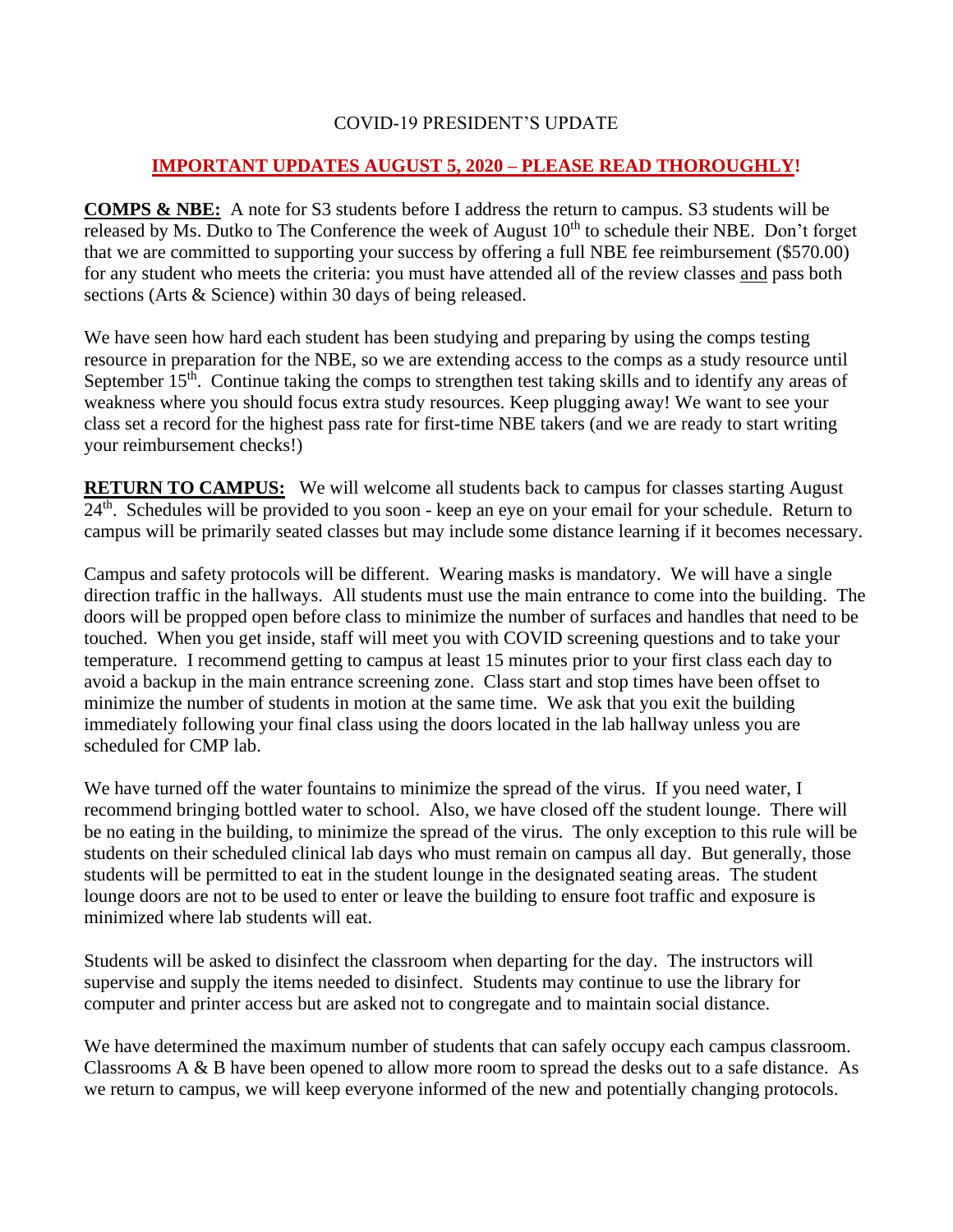COVID-19 PRESIDENT'S UPDATE

## **IMPORTANT UPDATES AUGUST 5, 2020 – PLEASE READ THOROUGHLY!**

**COMPS & NBE:** A note for S3 students before I address the return to campus. S3 students will be released by Ms. Dutko to The Conference the week of August 10th to schedule their NBE. Don't forget that we are committed to supporting your success by offering a full NBE fee reimbursement ($570.00) for any student who meets the criteria: you must have attended all of the review classes and pass both sections (Arts & Science) within 30 days of being released.

We have seen how hard each student has been studying and preparing by using the comps testing resource in preparation for the NBE, so we are extending access to the comps as a study resource until September 15th. Continue taking the comps to strengthen test taking skills and to identify any areas of weakness where you should focus extra study resources. Keep plugging away! We want to see your class set a record for the highest pass rate for first-time NBE takers (and we are ready to start writing your reimbursement checks!)

**RETURN TO CAMPUS:** We will welcome all students back to campus for classes starting August 24th. Schedules will be provided to you soon - keep an eye on your email for your schedule. Return to campus will be primarily seated classes but may include some distance learning if it becomes necessary.

Campus and safety protocols will be different. Wearing masks is mandatory. We will have a single direction traffic in the hallways. All students must use the main entrance to come into the building. The doors will be propped open before class to minimize the number of surfaces and handles that need to be touched. When you get inside, staff will meet you with COVID screening questions and to take your temperature. I recommend getting to campus at least 15 minutes prior to your first class each day to avoid a backup in the main entrance screening zone. Class start and stop times have been offset to minimize the number of students in motion at the same time. We ask that you exit the building immediately following your final class using the doors located in the lab hallway unless you are scheduled for CMP lab.

We have turned off the water fountains to minimize the spread of the virus. If you need water, I recommend bringing bottled water to school. Also, we have closed off the student lounge. There will be no eating in the building, to minimize the spread of the virus. The only exception to this rule will be students on their scheduled clinical lab days who must remain on campus all day. But generally, those students will be permitted to eat in the student lounge in the designated seating areas. The student lounge doors are not to be used to enter or leave the building to ensure foot traffic and exposure is minimized where lab students will eat.

Students will be asked to disinfect the classroom when departing for the day. The instructors will supervise and supply the items needed to disinfect. Students may continue to use the library for computer and printer access but are asked not to congregate and to maintain social distance.

We have determined the maximum number of students that can safely occupy each campus classroom. Classrooms A & B have been opened to allow more room to spread the desks out to a safe distance. As we return to campus, we will keep everyone informed of the new and potentially changing protocols.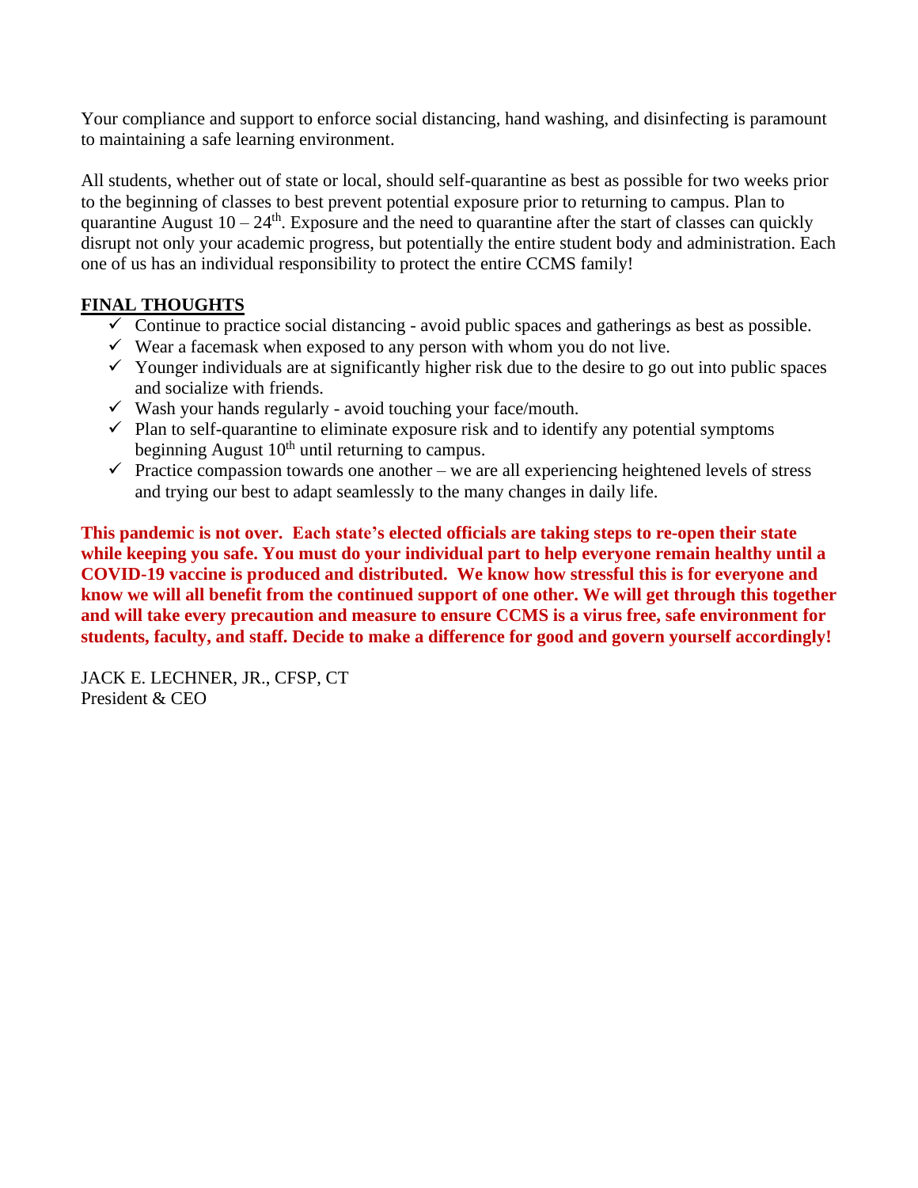Your compliance and support to enforce social distancing, hand washing, and disinfecting is paramount to maintaining a safe learning environment.

All students, whether out of state or local, should self-quarantine as best as possible for two weeks prior to the beginning of classes to best prevent potential exposure prior to returning to campus. Plan to quarantine August 10 – 24th. Exposure and the need to quarantine after the start of classes can quickly disrupt not only your academic progress, but potentially the entire student body and administration. Each one of us has an individual responsibility to protect the entire CCMS family!

**FINAL THOUGHTS**

- ✓ Continue to practice social distancing - avoid public spaces and gatherings as best as possible.
- ✓ Wear a facemask when exposed to any person with whom you do not live.
- ✓ Younger individuals are at significantly higher risk due to the desire to go out into public spaces and socialize with friends.
- ✓ Wash your hands regularly - avoid touching your face/mouth.
- ✓ Plan to self-quarantine to eliminate exposure risk and to identify any potential symptoms beginning August 10th until returning to campus.
- ✓ Practice compassion towards one another – we are all experiencing heightened levels of stress and trying our best to adapt seamlessly to the many changes in daily life.

**This pandemic is not over. Each state's elected officials are taking steps to re-open their state while keeping you safe. You must do your individual part to help everyone remain healthy until a COVID-19 vaccine is produced and distributed. We know how stressful this is for everyone and know we will all benefit from the continued support of one other. We will get through this together and will take every precaution and measure to ensure CCMS is a virus free, safe environment for students, faculty, and staff. Decide to make a difference for good and govern yourself accordingly!**

JACK E. LECHNER, JR., CFSP, CT
President & CEO